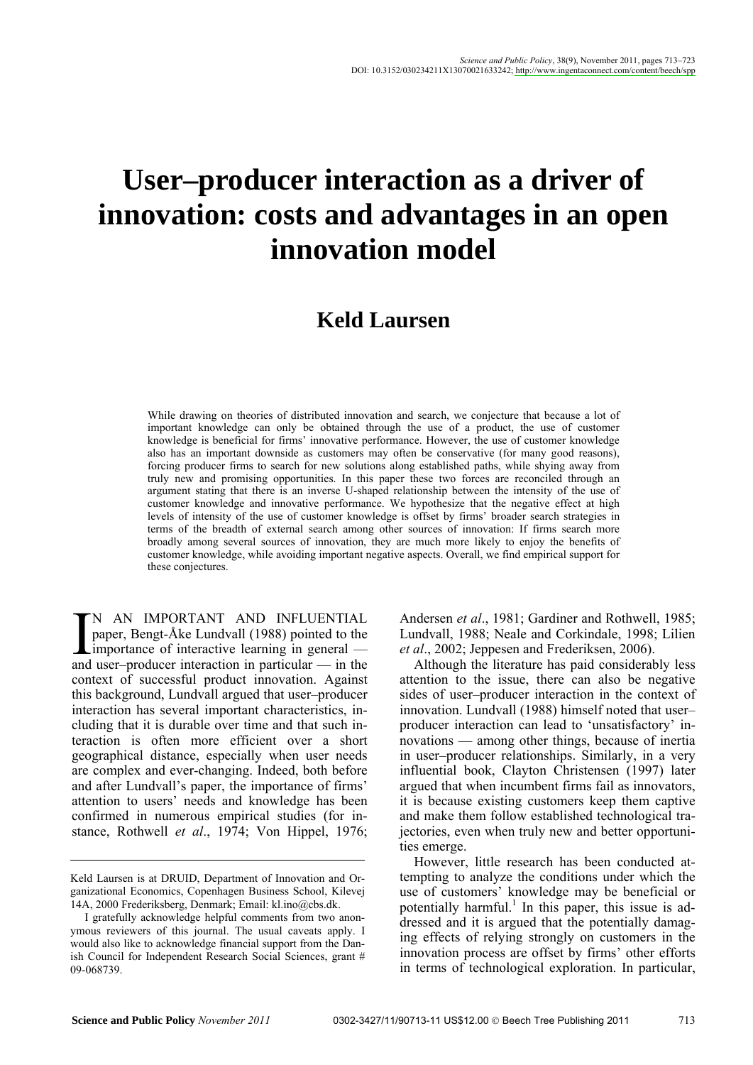# User–producer interaction as a driver of innovation: costs and advantages in an open innovation model

## Keld Laursen

While drawing on theories of distributed innovation and search, we conjecture that because a lot of important knowledge can only be obtained through the use of a product, the use of customer knowledge is beneficial for firms' innovative performance. However, the use of customer knowledge also has an important downside as customers may often be conservative (for many good reasons), forcing producer firms to search for new solutions along established paths, while shying away from truly new and promising opportunities. In this paper these two forces are reconciled through an argument stating that there is an inverse U-shaped relationship between the intensity of the use of customer knowledge and innovative performance. We hypothesize that the negative effect at high levels of intensity of the use of customer knowledge is offset by firms' broader search strategies in terms of the breadth of external search among other sources of innovation: If firms search more broadly among several sources of innovation, they are much more likely to enjoy the benefits of customer knowledge, while avoiding important negative aspects. Overall, we find empirical support for these conjectures.

IN AN IMPORTANT AND INFLUENTIAL paper, Bengt-Åke Lundvall (1988) pointed to the importance of interactive learning in general — and user–producer interaction in particular — in the context of successful product innovation. Against this background, Lundvall argued that user–producer interaction has several important characteristics, including that it is durable over time and that such interaction is often more efficient over a short geographical distance, especially when user needs are complex and ever-changing. Indeed, both before and after Lundvall's paper, the importance of firms' attention to users' needs and knowledge has been confirmed in numerous empirical studies (for instance, Rothwell *et al*., 1974; Von Hippel, 1976; Andersen *et al*., 1981; Gardiner and Rothwell, 1985; Lundvall, 1988; Neale and Corkindale, 1998; Lilien *et al*., 2002; Jeppesen and Frederiksen, 2006).

Although the literature has paid considerably less attention to the issue, there can also be negative sides of user–producer interaction in the context of innovation. Lundvall (1988) himself noted that user–producer interaction can lead to 'unsatisfactory' innovations — among other things, because of inertia in user–producer relationships. Similarly, in a very influential book, Clayton Christensen (1997) later argued that when incumbent firms fail as innovators, it is because existing customers keep them captive and make them follow established technological trajectories, even when truly new and better opportunities emerge.

However, little research has been conducted attempting to analyze the conditions under which the use of customers' knowledge may be beneficial or potentially harmful.[1] In this paper, this issue is addressed and it is argued that the potentially damaging effects of relying strongly on customers in the innovation process are offset by firms' other efforts in terms of technological exploration. In particular,

---

Keld Laursen is at DRUID, Department of Innovation and Organizational Economics, Copenhagen Business School, Kilevej 14A, 2000 Frederiksberg, Denmark; Email: kl.ino@cbs.dk.

I gratefully acknowledge helpful comments from two anonymous reviewers of this journal. The usual caveats apply. I would also like to acknowledge financial support from the Danish Council for Independent Research Social Sciences, grant # 09-068739.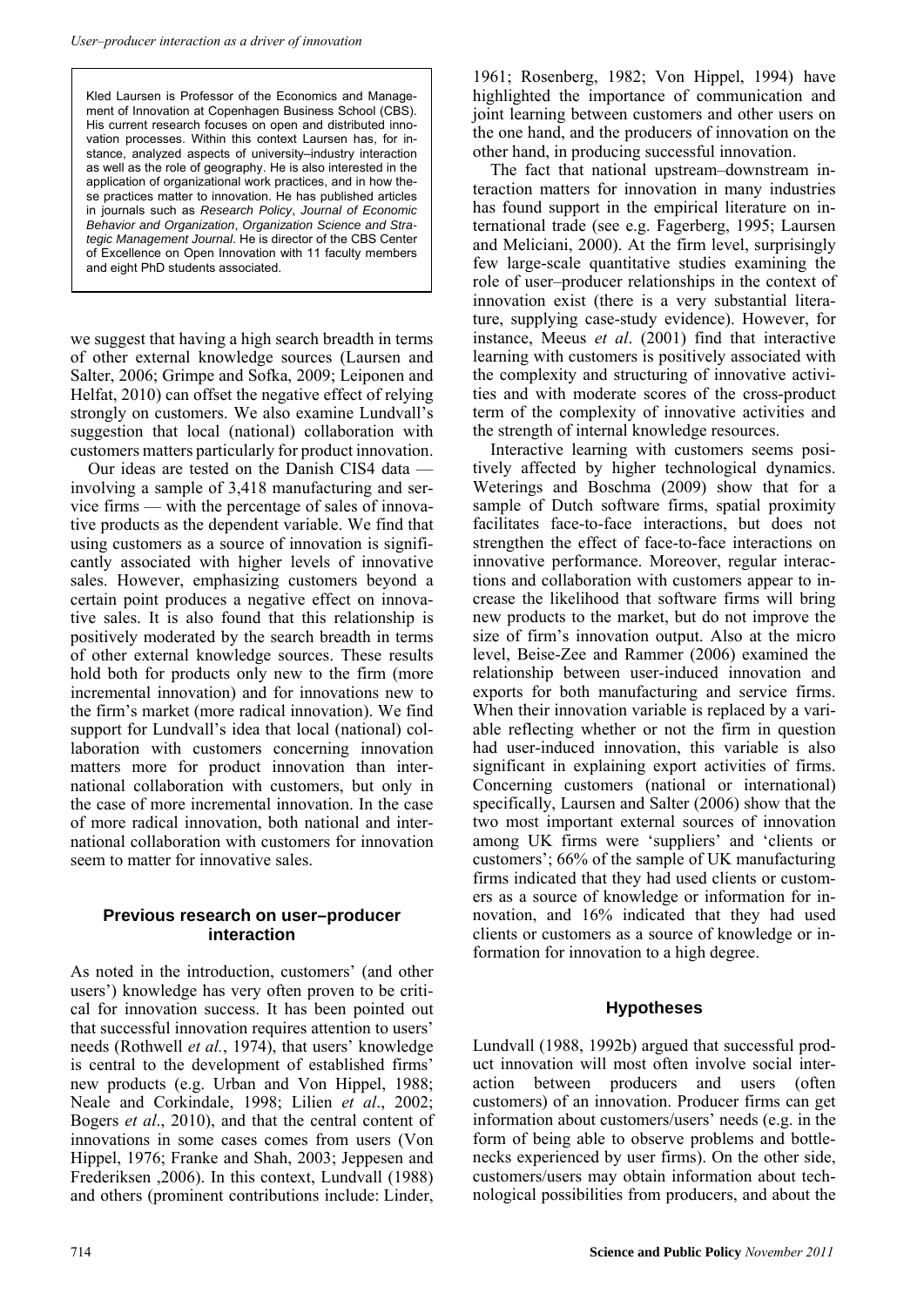Kled Laursen is Professor of the Economics and Management of Innovation at Copenhagen Business School (CBS). His current research focuses on open and distributed innovation processes. Within this context Laursen has, for instance, analyzed aspects of university–industry interaction as well as the role of geography. He is also interested in the application of organizational work practices, and in how these practices matter to innovation. He has published articles in journals such as *Research Policy*, *Journal of Economic Behavior and Organization*, *Organization Science and Strategic Management Journal*. He is director of the CBS Center of Excellence on Open Innovation with 11 faculty members and eight PhD students associated.

we suggest that having a high search breadth in terms of other external knowledge sources (Laursen and Salter, 2006; Grimpe and Sofka, 2009; Leiponen and Helfat, 2010) can offset the negative effect of relying strongly on customers. We also examine Lundvall's suggestion that local (national) collaboration with customers matters particularly for product innovation.

Our ideas are tested on the Danish CIS4 data — involving a sample of 3,418 manufacturing and service firms — with the percentage of sales of innovative products as the dependent variable. We find that using customers as a source of innovation is significantly associated with higher levels of innovative sales. However, emphasizing customers beyond a certain point produces a negative effect on innovative sales. It is also found that this relationship is positively moderated by the search breadth in terms of other external knowledge sources. These results hold both for products only new to the firm (more incremental innovation) and for innovations new to the firm's market (more radical innovation). We find support for Lundvall's idea that local (national) collaboration with customers concerning innovation matters more for product innovation than international collaboration with customers, but only in the case of more incremental innovation. In the case of more radical innovation, both national and international collaboration with customers for innovation seem to matter for innovative sales.

## Previous research on user–producer interaction

As noted in the introduction, customers' (and other users') knowledge has very often proven to be critical for innovation success. It has been pointed out that successful innovation requires attention to users' needs (Rothwell *et al.*, 1974), that users' knowledge is central to the development of established firms' new products (e.g. Urban and Von Hippel, 1988; Neale and Corkindale, 1998; Lilien *et al*., 2002; Bogers *et al*., 2010), and that the central content of innovations in some cases comes from users (Von Hippel, 1976; Franke and Shah, 2003; Jeppesen and Frederiksen ,2006). In this context, Lundvall (1988) and others (prominent contributions include: Linder, 1961; Rosenberg, 1982; Von Hippel, 1994) have highlighted the importance of communication and joint learning between customers and other users on the one hand, and the producers of innovation on the other hand, in producing successful innovation.

The fact that national upstream–downstream interaction matters for innovation in many industries has found support in the empirical literature on international trade (see e.g. Fagerberg, 1995; Laursen and Meliciani, 2000). At the firm level, surprisingly few large-scale quantitative studies examining the role of user–producer relationships in the context of innovation exist (there is a very substantial literature, supplying case-study evidence). However, for instance, Meeus *et al*. (2001) find that interactive learning with customers is positively associated with the complexity and structuring of innovative activities and with moderate scores of the cross-product term of the complexity of innovative activities and the strength of internal knowledge resources.

Interactive learning with customers seems positively affected by higher technological dynamics. Weterings and Boschma (2009) show that for a sample of Dutch software firms, spatial proximity facilitates face-to-face interactions, but does not strengthen the effect of face-to-face interactions on innovative performance. Moreover, regular interactions and collaboration with customers appear to increase the likelihood that software firms will bring new products to the market, but do not improve the size of firm's innovation output. Also at the micro level, Beise-Zee and Rammer (2006) examined the relationship between user-induced innovation and exports for both manufacturing and service firms. When their innovation variable is replaced by a variable reflecting whether or not the firm in question had user-induced innovation, this variable is also significant in explaining export activities of firms. Concerning customers (national or international) specifically, Laursen and Salter (2006) show that the two most important external sources of innovation among UK firms were 'suppliers' and 'clients or customers'; 66% of the sample of UK manufacturing firms indicated that they had used clients or customers as a source of knowledge or information for innovation, and 16% indicated that they had used clients or customers as a source of knowledge or information for innovation to a high degree.

## Hypotheses

Lundvall (1988, 1992b) argued that successful product innovation will most often involve social interaction between producers and users (often customers) of an innovation. Producer firms can get information about customers/users' needs (e.g. in the form of being able to observe problems and bottlenecks experienced by user firms). On the other side, customers/users may obtain information about technological possibilities from producers, and about the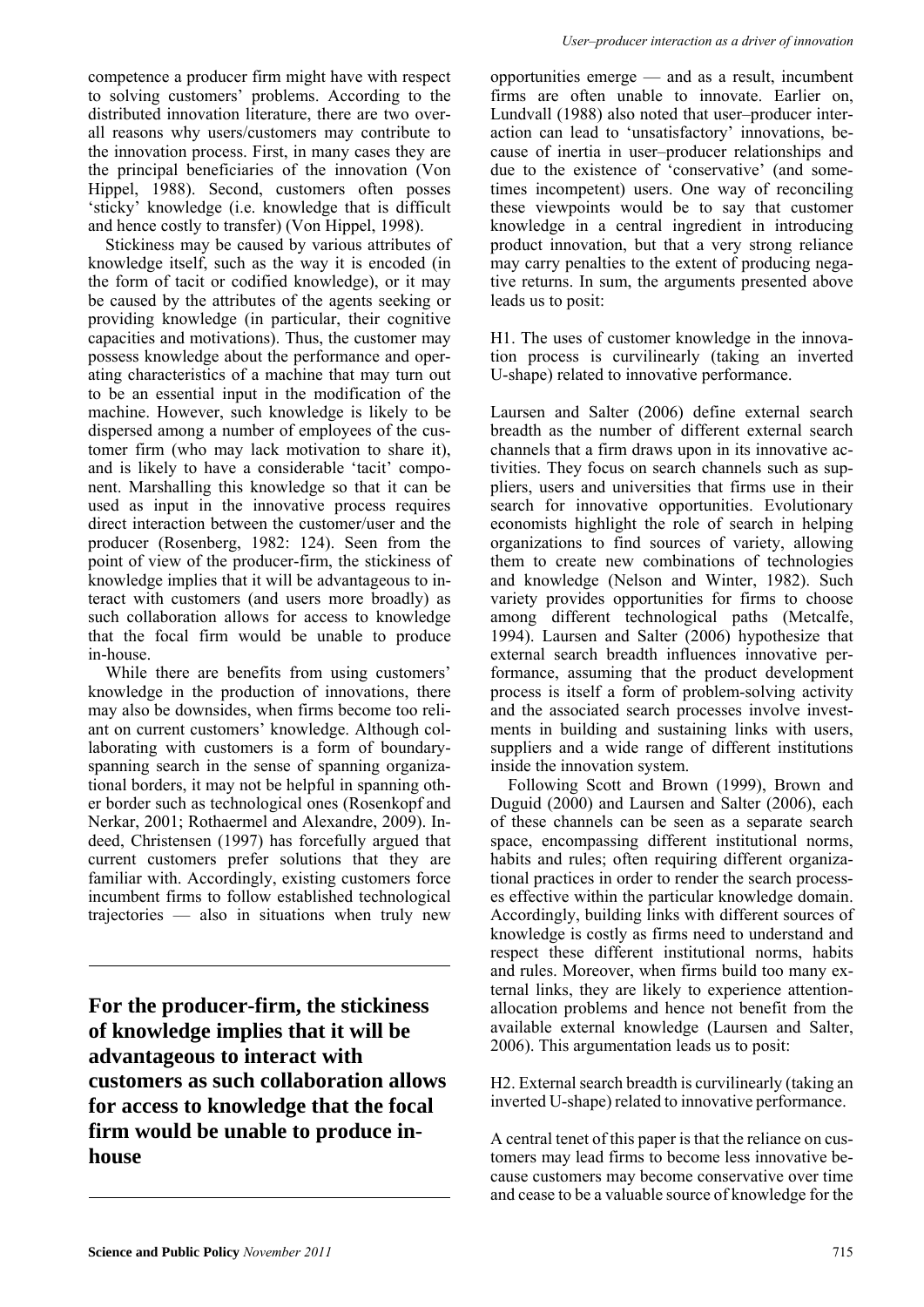competence a producer firm might have with respect to solving customers' problems. According to the distributed innovation literature, there are two overall reasons why users/customers may contribute to the innovation process. First, in many cases they are the principal beneficiaries of the innovation (Von Hippel, 1988). Second, customers often posses 'sticky' knowledge (i.e. knowledge that is difficult and hence costly to transfer) (Von Hippel, 1998).

Stickiness may be caused by various attributes of knowledge itself, such as the way it is encoded (in the form of tacit or codified knowledge), or it may be caused by the attributes of the agents seeking or providing knowledge (in particular, their cognitive capacities and motivations). Thus, the customer may possess knowledge about the performance and operating characteristics of a machine that may turn out to be an essential input in the modification of the machine. However, such knowledge is likely to be dispersed among a number of employees of the customer firm (who may lack motivation to share it), and is likely to have a considerable 'tacit' component. Marshalling this knowledge so that it can be used as input in the innovative process requires direct interaction between the customer/user and the producer (Rosenberg, 1982: 124). Seen from the point of view of the producer-firm, the stickiness of knowledge implies that it will be advantageous to interact with customers (and users more broadly) as such collaboration allows for access to knowledge that the focal firm would be unable to produce in-house.

While there are benefits from using customers' knowledge in the production of innovations, there may also be downsides, when firms become too reliant on current customers' knowledge. Although collaborating with customers is a form of boundary-spanning search in the sense of spanning organizational borders, it may not be helpful in spanning other border such as technological ones (Rosenkopf and Nerkar, 2001; Rothaermel and Alexandre, 2009). Indeed, Christensen (1997) has forcefully argued that current customers prefer solutions that they are familiar with. Accordingly, existing customers force incumbent firms to follow established technological trajectories — also in situations when truly new opportunities emerge — and as a result, incumbent firms are often unable to innovate. Earlier on, Lundvall (1988) also noted that user–producer interaction can lead to 'unsatisfactory' innovations, because of inertia in user–producer relationships and due to the existence of 'conservative' (and sometimes incompetent) users. One way of reconciling these viewpoints would be to say that customer knowledge in a central ingredient in introducing product innovation, but that a very strong reliance may carry penalties to the extent of producing negative returns. In sum, the arguments presented above leads us to posit:

**For the producer-firm, the stickiness of knowledge implies that it will be advantageous to interact with customers as such collaboration allows for access to knowledge that the focal firm would be unable to produce in-house**

H1. The uses of customer knowledge in the innovation process is curvilinearly (taking an inverted U-shape) related to innovative performance.

Laursen and Salter (2006) define external search breadth as the number of different external search channels that a firm draws upon in its innovative activities. They focus on search channels such as suppliers, users and universities that firms use in their search for innovative opportunities. Evolutionary economists highlight the role of search in helping organizations to find sources of variety, allowing them to create new combinations of technologies and knowledge (Nelson and Winter, 1982). Such variety provides opportunities for firms to choose among different technological paths (Metcalfe, 1994). Laursen and Salter (2006) hypothesize that external search breadth influences innovative performance, assuming that the product development process is itself a form of problem-solving activity and the associated search processes involve investments in building and sustaining links with users, suppliers and a wide range of different institutions inside the innovation system.

Following Scott and Brown (1999), Brown and Duguid (2000) and Laursen and Salter (2006), each of these channels can be seen as a separate search space, encompassing different institutional norms, habits and rules; often requiring different organizational practices in order to render the search processes effective within the particular knowledge domain. Accordingly, building links with different sources of knowledge is costly as firms need to understand and respect these different institutional norms, habits and rules. Moreover, when firms build too many external links, they are likely to experience attention-allocation problems and hence not benefit from the available external knowledge (Laursen and Salter, 2006). This argumentation leads us to posit:

H2. External search breadth is curvilinearly (taking an inverted U-shape) related to innovative performance.

A central tenet of this paper is that the reliance on customers may lead firms to become less innovative because customers may become conservative over time and cease to be a valuable source of knowledge for the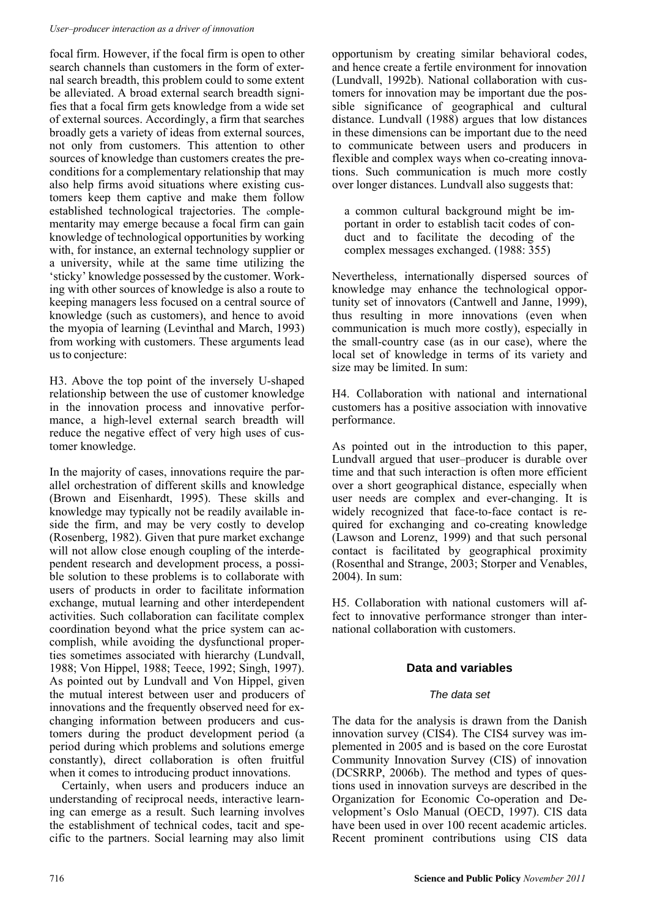focal firm. However, if the focal firm is open to other search channels than customers in the form of external search breadth, this problem could to some extent be alleviated. A broad external search breadth signifies that a focal firm gets knowledge from a wide set of external sources. Accordingly, a firm that searches broadly gets a variety of ideas from external sources, not only from customers. This attention to other sources of knowledge than customers creates the preconditions for a complementary relationship that may also help firms avoid situations where existing customers keep them captive and make them follow established technological trajectories. The complementarity may emerge because a focal firm can gain knowledge of technological opportunities by working with, for instance, an external technology supplier or a university, while at the same time utilizing the 'sticky' knowledge possessed by the customer. Working with other sources of knowledge is also a route to keeping managers less focused on a central source of knowledge (such as customers), and hence to avoid the myopia of learning (Levinthal and March, 1993) from working with customers. These arguments lead us to conjecture:

H3. Above the top point of the inversely U-shaped relationship between the use of customer knowledge in the innovation process and innovative performance, a high-level external search breadth will reduce the negative effect of very high uses of customer knowledge.

In the majority of cases, innovations require the parallel orchestration of different skills and knowledge (Brown and Eisenhardt, 1995). These skills and knowledge may typically not be readily available inside the firm, and may be very costly to develop (Rosenberg, 1982). Given that pure market exchange will not allow close enough coupling of the interdependent research and development process, a possible solution to these problems is to collaborate with users of products in order to facilitate information exchange, mutual learning and other interdependent activities. Such collaboration can facilitate complex coordination beyond what the price system can accomplish, while avoiding the dysfunctional properties sometimes associated with hierarchy (Lundvall, 1988; Von Hippel, 1988; Teece, 1992; Singh, 1997). As pointed out by Lundvall and Von Hippel, given the mutual interest between user and producers of innovations and the frequently observed need for exchanging information between producers and customers during the product development period (a period during which problems and solutions emerge constantly), direct collaboration is often fruitful when it comes to introducing product innovations.

Certainly, when users and producers induce an understanding of reciprocal needs, interactive learning can emerge as a result. Such learning involves the establishment of technical codes, tacit and specific to the partners. Social learning may also limit opportunism by creating similar behavioral codes, and hence create a fertile environment for innovation (Lundvall, 1992b). National collaboration with customers for innovation may be important due the possible significance of geographical and cultural distance. Lundvall (1988) argues that low distances in these dimensions can be important due to the need to communicate between users and producers in flexible and complex ways when co-creating innovations. Such communication is much more costly over longer distances. Lundvall also suggests that:

> a common cultural background might be important in order to establish tacit codes of conduct and to facilitate the decoding of the complex messages exchanged. (1988: 355)

Nevertheless, internationally dispersed sources of knowledge may enhance the technological opportunity set of innovators (Cantwell and Janne, 1999), thus resulting in more innovations (even when communication is much more costly), especially in the small-country case (as in our case), where the local set of knowledge in terms of its variety and size may be limited. In sum:

H4. Collaboration with national and international customers has a positive association with innovative performance.

As pointed out in the introduction to this paper, Lundvall argued that user–producer is durable over time and that such interaction is often more efficient over a short geographical distance, especially when user needs are complex and ever-changing. It is widely recognized that face-to-face contact is required for exchanging and co-creating knowledge (Lawson and Lorenz, 1999) and that such personal contact is facilitated by geographical proximity (Rosenthal and Strange, 2003; Storper and Venables, 2004). In sum:

H5. Collaboration with national customers will affect to innovative performance stronger than international collaboration with customers.

## Data and variables

### *The data set*

The data for the analysis is drawn from the Danish innovation survey (CIS4). The CIS4 survey was implemented in 2005 and is based on the core Eurostat Community Innovation Survey (CIS) of innovation (DCSRRP, 2006b). The method and types of questions used in innovation surveys are described in the Organization for Economic Co-operation and Development's Oslo Manual (OECD, 1997). CIS data have been used in over 100 recent academic articles. Recent prominent contributions using CIS data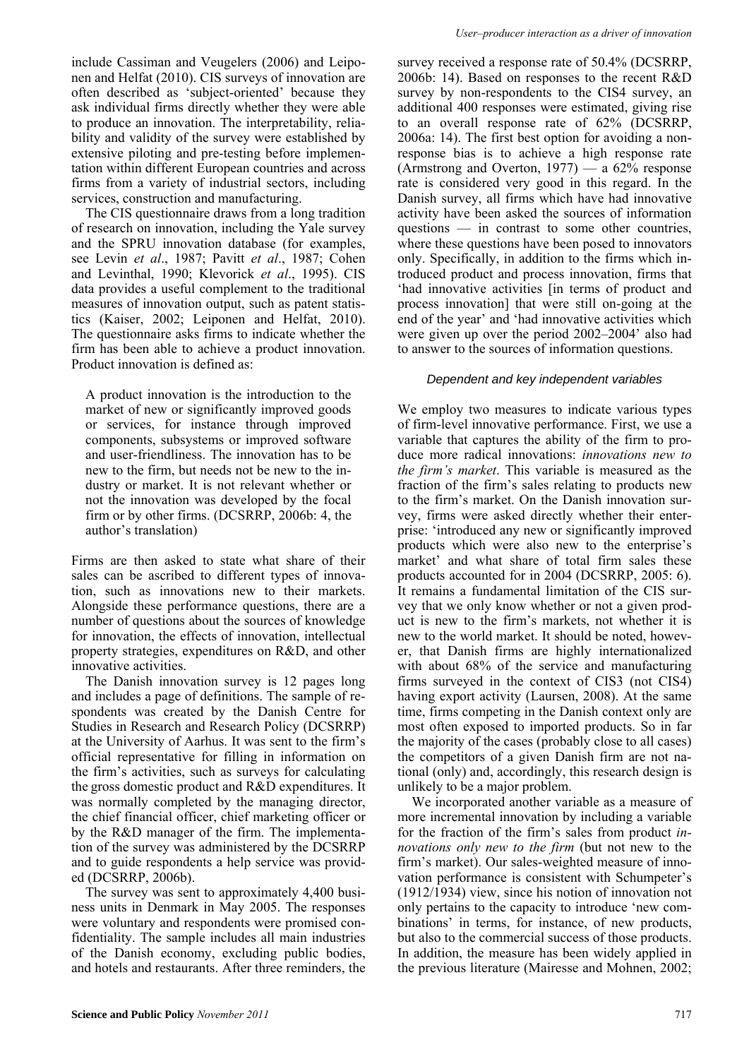include Cassiman and Veugelers (2006) and Leiponen and Helfat (2010). CIS surveys of innovation are often described as 'subject-oriented' because they ask individual firms directly whether they were able to produce an innovation. The interpretability, reliability and validity of the survey were established by extensive piloting and pre-testing before implementation within different European countries and across firms from a variety of industrial sectors, including services, construction and manufacturing.

The CIS questionnaire draws from a long tradition of research on innovation, including the Yale survey and the SPRU innovation database (for examples, see Levin *et al*., 1987; Pavitt *et al*., 1987; Cohen and Levinthal, 1990; Klevorick *et al*., 1995). CIS data provides a useful complement to the traditional measures of innovation output, such as patent statistics (Kaiser, 2002; Leiponen and Helfat, 2010). The questionnaire asks firms to indicate whether the firm has been able to achieve a product innovation. Product innovation is defined as:

> A product innovation is the introduction to the market of new or significantly improved goods or services, for instance through improved components, subsystems or improved software and user-friendliness. The innovation has to be new to the firm, but needs not be new to the industry or market. It is not relevant whether or not the innovation was developed by the focal firm or by other firms. (DCSRRP, 2006b: 4, the author's translation)

Firms are then asked to state what share of their sales can be ascribed to different types of innovation, such as innovations new to their markets. Alongside these performance questions, there are a number of questions about the sources of knowledge for innovation, the effects of innovation, intellectual property strategies, expenditures on R&D, and other innovative activities.

The Danish innovation survey is 12 pages long and includes a page of definitions. The sample of respondents was created by the Danish Centre for Studies in Research and Research Policy (DCSRRP) at the University of Aarhus. It was sent to the firm's official representative for filling in information on the firm's activities, such as surveys for calculating the gross domestic product and R&D expenditures. It was normally completed by the managing director, the chief financial officer, chief marketing officer or by the R&D manager of the firm. The implementation of the survey was administered by the DCSRRP and to guide respondents a help service was provided (DCSRRP, 2006b).

The survey was sent to approximately 4,400 business units in Denmark in May 2005. The responses were voluntary and respondents were promised confidentiality. The sample includes all main industries of the Danish economy, excluding public bodies, and hotels and restaurants. After three reminders, the survey received a response rate of 50.4% (DCSRRP, 2006b: 14). Based on responses to the recent R&D survey by non-respondents to the CIS4 survey, an additional 400 responses were estimated, giving rise to an overall response rate of 62% (DCSRRP, 2006a: 14). The first best option for avoiding a non-response bias is to achieve a high response rate (Armstrong and Overton, 1977) — a 62% response rate is considered very good in this regard. In the Danish survey, all firms which have had innovative activity have been asked the sources of information questions — in contrast to some other countries, where these questions have been posed to innovators only. Specifically, in addition to the firms which introduced product and process innovation, firms that 'had innovative activities [in terms of product and process innovation] that were still on-going at the end of the year' and 'had innovative activities which were given up over the period 2002–2004' also had to answer to the sources of information questions.

### *Dependent and key independent variables*

We employ two measures to indicate various types of firm-level innovative performance. First, we use a variable that captures the ability of the firm to produce more radical innovations: *innovations new to the firm's market*. This variable is measured as the fraction of the firm's sales relating to products new to the firm's market. On the Danish innovation survey, firms were asked directly whether their enterprise: 'introduced any new or significantly improved products which were also new to the enterprise's market' and what share of total firm sales these products accounted for in 2004 (DCSRRP, 2005: 6). It remains a fundamental limitation of the CIS survey that we only know whether or not a given product is new to the firm's markets, not whether it is new to the world market. It should be noted, however, that Danish firms are highly internationalized with about 68% of the service and manufacturing firms surveyed in the context of CIS3 (not CIS4) having export activity (Laursen, 2008). At the same time, firms competing in the Danish context only are most often exposed to imported products. So in far the majority of the cases (probably close to all cases) the competitors of a given Danish firm are not national (only) and, accordingly, this research design is unlikely to be a major problem.

We incorporated another variable as a measure of more incremental innovation by including a variable for the fraction of the firm's sales from product *innovations only new to the firm* (but not new to the firm's market). Our sales-weighted measure of innovation performance is consistent with Schumpeter's (1912/1934) view, since his notion of innovation not only pertains to the capacity to introduce 'new combinations' in terms, for instance, of new products, but also to the commercial success of those products. In addition, the measure has been widely applied in the previous literature (Mairesse and Mohnen, 2002;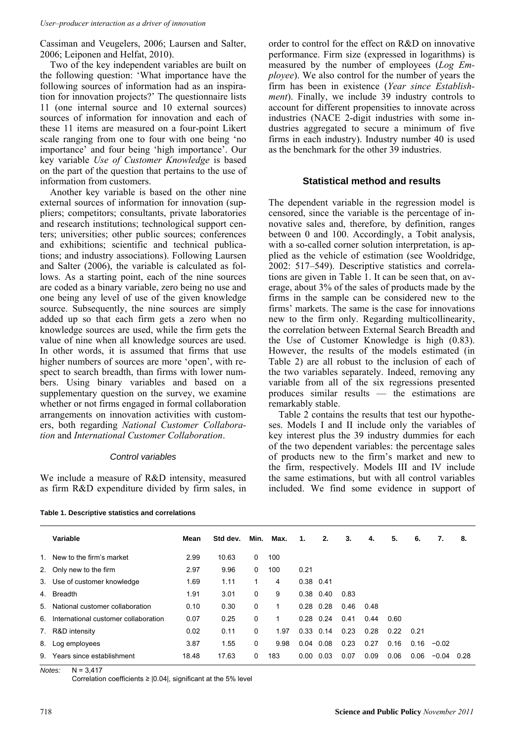Cassiman and Veugelers, 2006; Laursen and Salter, 2006; Leiponen and Helfat, 2010).

Two of the key independent variables are built on the following question: 'What importance have the following sources of information had as an inspiration for innovation projects?' The questionnaire lists 11 (one internal source and 10 external sources) sources of information for innovation and each of these 11 items are measured on a four-point Likert scale ranging from one to four with one being 'no importance' and four being 'high importance'. Our key variable *Use of Customer Knowledge* is based on the part of the question that pertains to the use of information from customers.

Another key variable is based on the other nine external sources of information for innovation (suppliers; competitors; consultants, private laboratories and research institutions; technological support centers; universities; other public sources; conferences and exhibitions; scientific and technical publications; and industry associations). Following Laursen and Salter (2006), the variable is calculated as follows. As a starting point, each of the nine sources are coded as a binary variable, zero being no use and one being any level of use of the given knowledge source. Subsequently, the nine sources are simply added up so that each firm gets a zero when no knowledge sources are used, while the firm gets the value of nine when all knowledge sources are used. In other words, it is assumed that firms that use higher numbers of sources are more 'open', with respect to search breadth, than firms with lower numbers. Using binary variables and based on a supplementary question on the survey, we examine whether or not firms engaged in formal collaboration arrangements on innovation activities with customers, both regarding *National Customer Collaboration* and *International Customer Collaboration*.

### *Control variables*

We include a measure of R&D intensity, measured as firm R&D expenditure divided by firm sales, in order to control for the effect on R&D on innovative performance. Firm size (expressed in logarithms) is measured by the number of employees (*Log Employee*). We also control for the number of years the firm has been in existence (*Year since Establishment*). Finally, we include 39 industry controls to account for different propensities to innovate across industries (NACE 2-digit industries with some industries aggregated to secure a minimum of five firms in each industry). Industry number 40 is used as the benchmark for the other 39 industries.

## Statistical method and results

The dependent variable in the regression model is censored, since the variable is the percentage of innovative sales and, therefore, by definition, ranges between 0 and 100. Accordingly, a Tobit analysis, with a so-called corner solution interpretation, is applied as the vehicle of estimation (see Wooldridge, 2002: 517–549). Descriptive statistics and correlations are given in Table 1. It can be seen that, on average, about 3% of the sales of products made by the firms in the sample can be considered new to the firms' markets. The same is the case for innovations new to the firm only. Regarding multicollinearity, the correlation between External Search Breadth and the Use of Customer Knowledge is high (0.83). However, the results of the models estimated (in Table 2) are all robust to the inclusion of each of the two variables separately. Indeed, removing any variable from all of the six regressions presented produces similar results — the estimations are remarkably stable.

Table 2 contains the results that test our hypotheses. Models I and II include only the variables of key interest plus the 39 industry dummies for each of the two dependent variables: the percentage sales of products new to the firm's market and new to the firm, respectively. Models III and IV include the same estimations, but with all control variables included. We find some evidence in support of

**Table 1. Descriptive statistics and correlations**

| | Variable | Mean | Std dev. | Min. | Max. | 1. | 2. | 3. | 4. | 5. | 6. | 7. | 8. |
|---|---|---|---|---|---|---|---|---|---|---|---|---|---|
| 1. | New to the firm's market | 2.99 | 10.63 | 0 | 100 | | | | | | | | |
| 2. | Only new to the firm | 2.97 | 9.96 | 0 | 100 | 0.21 | | | | | | | |
| 3. | Use of customer knowledge | 1.69 | 1.11 | 1 | 4 | 0.38 | 0.41 | | | | | | |
| 4. | Breadth | 1.91 | 3.01 | 0 | 9 | 0.38 | 0.40 | 0.83 | | | | | |
| 5. | National customer collaboration | 0.10 | 0.30 | 0 | 1 | 0.28 | 0.28 | 0.46 | 0.48 | | | | |
| 6. | International customer collaboration | 0.07 | 0.25 | 0 | 1 | 0.28 | 0.24 | 0.41 | 0.44 | 0.60 | | | |
| 7. | R&D intensity | 0.02 | 0.11 | 0 | 1.97 | 0.33 | 0.14 | 0.23 | 0.28 | 0.22 | 0.21 | | |
| 8. | Log employees | 3.87 | 1.55 | 0 | 9.98 | 0.04 | 0.08 | 0.23 | 0.27 | 0.16 | 0.16 | −0.02 | |
| 9. | Years since establishment | 18.48 | 17.63 | 0 | 183 | 0.00 | 0.03 | 0.07 | 0.09 | 0.06 | 0.06 | −0.04 | 0.28 |

*Notes:* N = 3,417
Correlation coefficients ≥ |0.04|, significant at the 5% level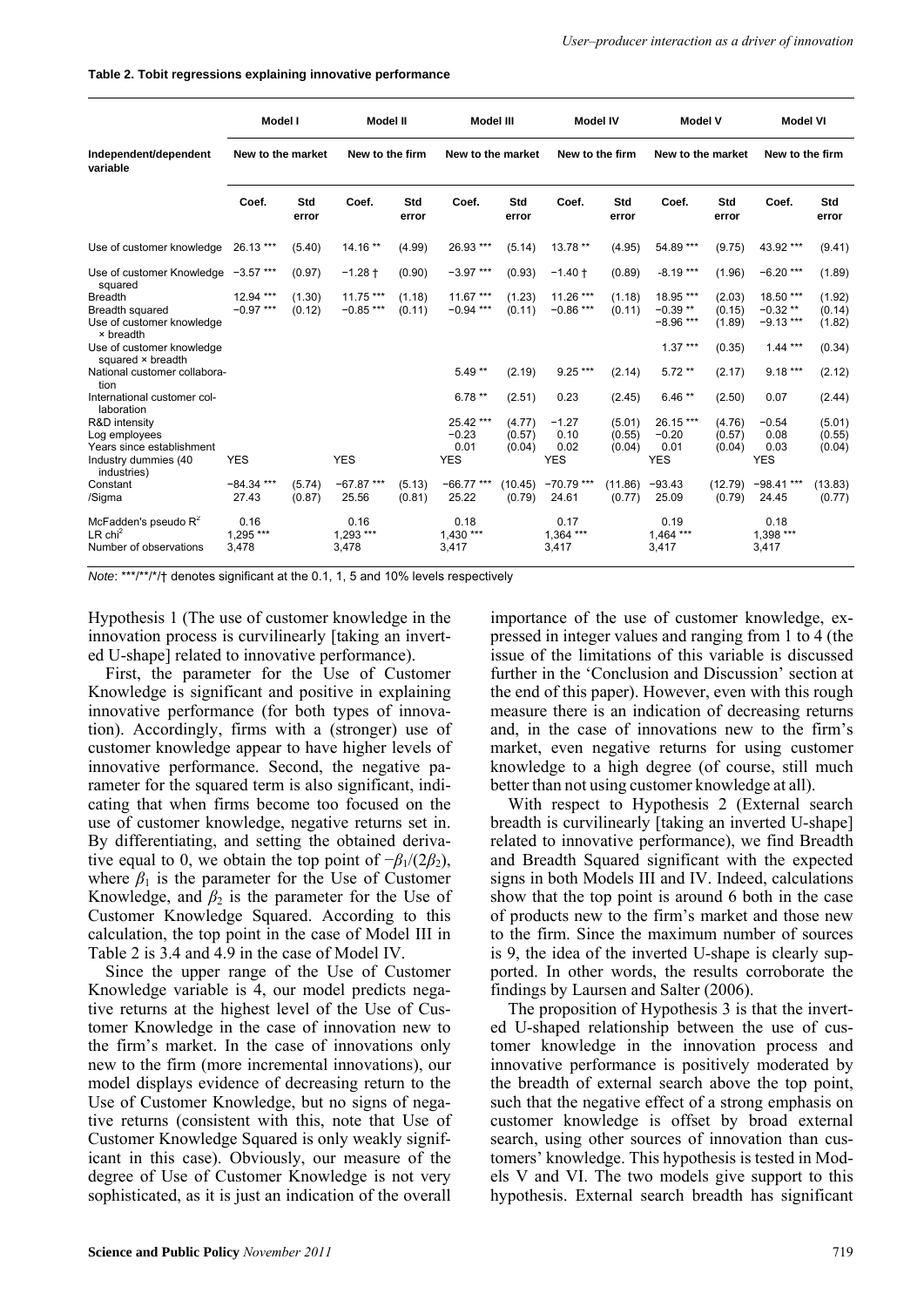**Table 2. Tobit regressions explaining innovative performance**

| Independent/dependent variable | Model I | | Model II | | Model III | | Model IV | | Model V | | Model VI | |
|---|---|---|---|---|---|---|---|---|---|---|---|---|
| | New to the market | | New to the firm | | New to the market | | New to the firm | | New to the market | | New to the firm | |
| | Coef. | Std error | Coef. | Std error | Coef. | Std error | Coef. | Std error | Coef. | Std error | Coef. | Std error |
| Use of customer knowledge | 26.13 *** | (5.40) | 14.16 ** | (4.99) | 26.93 *** | (5.14) | 13.78 ** | (4.95) | 54.89 *** | (9.75) | 43.92 *** | (9.41) |
| Use of customer Knowledge squared | −3.57 *** | (0.97) | −1.28 † | (0.90) | −3.97 *** | (0.93) | −1.40 † | (0.89) | -8.19 *** | (1.96) | −6.20 *** | (1.89) |
| Breadth | 12.94 *** | (1.30) | 11.75 *** | (1.18) | 11.67 *** | (1.23) | 11.26 *** | (1.18) | 18.95 *** | (2.03) | 18.50 *** | (1.92) |
| Breadth squared | −0.97 *** | (0.12) | −0.85 *** | (0.11) | −0.94 *** | (0.11) | −0.86 *** | (0.11) | −0.39 ** | (0.15) | −0.32 ** | (0.14) |
| Use of customer knowledge × breadth | | | | | | | | | −8.96 *** | (1.89) | −9.13 *** | (1.82) |
| Use of customer knowledge squared × breadth | | | | | | | | | 1.37 *** | (0.35) | 1.44 *** | (0.34) |
| National customer collaboration | | | | | 5.49 ** | (2.19) | 9.25 *** | (2.14) | 5.72 ** | (2.17) | 9.18 *** | (2.12) |
| International customer collaboration | | | | | 6.78 ** | (2.51) | 0.23 | (2.45) | 6.46 ** | (2.50) | 0.07 | (2.44) |
| R&D intensity | | | | | 25.42 *** | (4.77) | −1.27 | (5.01) | 26.15 *** | (4.76) | −0.54 | (5.01) |
| Log employees | | | | | −0.23 | (0.57) | 0.10 | (0.55) | −0.20 | (0.57) | 0.08 | (0.55) |
| Years since establishment | | | | | 0.01 | (0.04) | 0.02 | (0.04) | 0.01 | (0.04) | 0.03 | (0.04) |
| Industry dummies (40 industries) | YES | | YES | | YES | | YES | | YES | | YES | |
| Constant | −84.34 *** | (5.74) | −67.87 *** | (5.13) | −66.77 *** | (10.45) | −70.79 *** | (11.86) | −93.43 | (12.79) | −98.41 *** | (13.83) |
| /Sigma | 27.43 | (0.87) | 25.56 | (0.81) | 25.22 | (0.79) | 24.61 | (0.77) | 25.09 | (0.79) | 24.45 | (0.77) |
| McFadden's pseudo $R^2$ | 0.16 | | 0.16 | | 0.18 | | 0.17 | | 0.19 | | 0.18 | |
| LR $chi^2$ | 1,295 *** | | 1,293 *** | | 1,430 *** | | 1,364 *** | | 1,464 *** | | 1,398 *** | |
| Number of observations | 3,478 | | 3,478 | | 3,417 | | 3,417 | | 3,417 | | 3,417 | |

*Note*: \*\*\*/\*\*/\*/† denotes significant at the 0.1, 1, 5 and 10% levels respectively

Hypothesis 1 (The use of customer knowledge in the innovation process is curvilinearly [taking an inverted U-shape] related to innovative performance).

First, the parameter for the Use of Customer Knowledge is significant and positive in explaining innovative performance (for both types of innovation). Accordingly, firms with a (stronger) use of customer knowledge appear to have higher levels of innovative performance. Second, the negative parameter for the squared term is also significant, indicating that when firms become too focused on the use of customer knowledge, negative returns set in. By differentiating, and setting the obtained derivative equal to 0, we obtain the top point of $-\beta_1/(2\beta_2)$, where $\beta_1$ is the parameter for the Use of Customer Knowledge, and $\beta_2$ is the parameter for the Use of Customer Knowledge Squared. According to this calculation, the top point in the case of Model III in Table 2 is 3.4 and 4.9 in the case of Model IV.

Since the upper range of the Use of Customer Knowledge variable is 4, our model predicts negative returns at the highest level of the Use of Customer Knowledge in the case of innovation new to the firm's market. In the case of innovations only new to the firm (more incremental innovations), our model displays evidence of decreasing return to the Use of Customer Knowledge, but no signs of negative returns (consistent with this, note that Use of Customer Knowledge Squared is only weakly significant in this case). Obviously, our measure of the degree of Use of Customer Knowledge is not very sophisticated, as it is just an indication of the overall importance of the use of customer knowledge, expressed in integer values and ranging from 1 to 4 (the issue of the limitations of this variable is discussed further in the 'Conclusion and Discussion' section at the end of this paper). However, even with this rough measure there is an indication of decreasing returns and, in the case of innovations new to the firm's market, even negative returns for using customer knowledge to a high degree (of course, still much better than not using customer knowledge at all).

With respect to Hypothesis 2 (External search breadth is curvilinearly [taking an inverted U-shape] related to innovative performance), we find Breadth and Breadth Squared significant with the expected signs in both Models III and IV. Indeed, calculations show that the top point is around 6 both in the case of products new to the firm's market and those new to the firm. Since the maximum number of sources is 9, the idea of the inverted U-shape is clearly supported. In other words, the results corroborate the findings by Laursen and Salter (2006).

The proposition of Hypothesis 3 is that the inverted U-shaped relationship between the use of customer knowledge in the innovation process and innovative performance is positively moderated by the breadth of external search above the top point, such that the negative effect of a strong emphasis on customer knowledge is offset by broad external search, using other sources of innovation than customers' knowledge. This hypothesis is tested in Models V and VI. The two models give support to this hypothesis. External search breadth has significant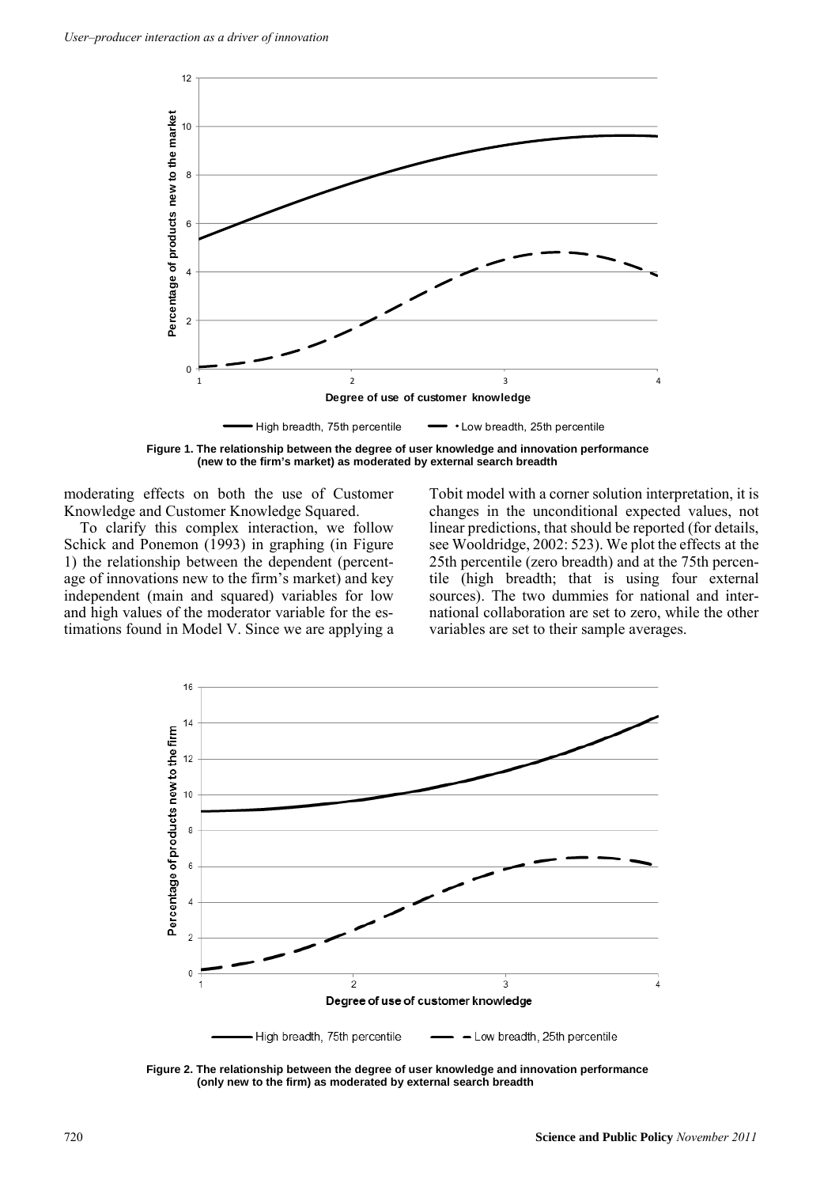Figure 1. The relationship between the degree of user knowledge and innovation performance (new to the firm's market) as moderated by external search breadth

moderating effects on both the use of Customer Knowledge and Customer Knowledge Squared.

To clarify this complex interaction, we follow Schick and Ponemon (1993) in graphing (in Figure 1) the relationship between the dependent (percentage of innovations new to the firm's market) and key independent (main and squared) variables for low and high values of the moderator variable for the estimations found in Model V. Since we are applying a Tobit model with a corner solution interpretation, it is changes in the unconditional expected values, not linear predictions, that should be reported (for details, see Wooldridge, 2002: 523). We plot the effects at the 25th percentile (zero breadth) and at the 75th percentile (high breadth; that is using four external sources). The two dummies for national and international collaboration are set to zero, while the other variables are set to their sample averages.

Figure 2. The relationship between the degree of user knowledge and innovation performance (only new to the firm) as moderated by external search breadth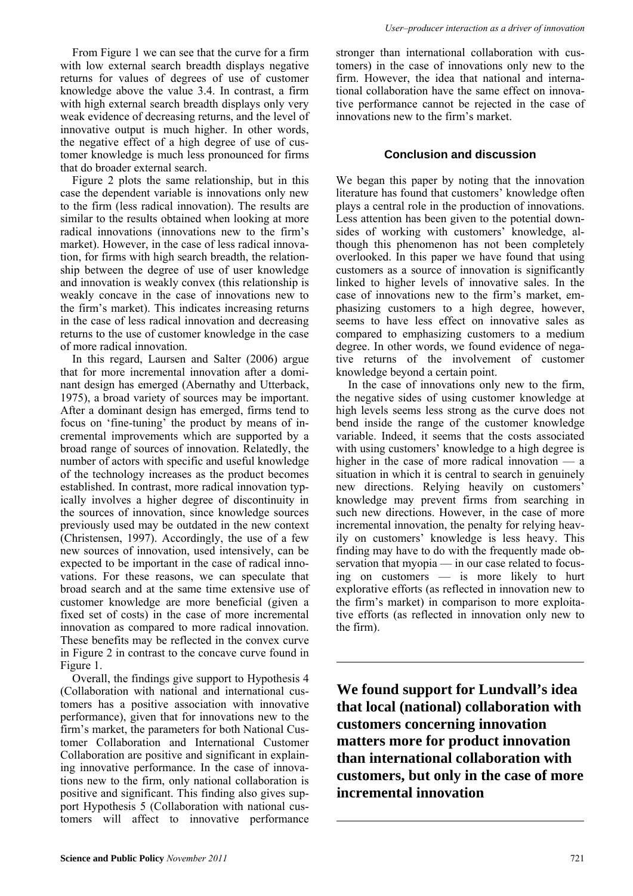From Figure 1 we can see that the curve for a firm with low external search breadth displays negative returns for values of degrees of use of customer knowledge above the value 3.4. In contrast, a firm with high external search breadth displays only very weak evidence of decreasing returns, and the level of innovative output is much higher. In other words, the negative effect of a high degree of use of customer knowledge is much less pronounced for firms that do broader external search.

Figure 2 plots the same relationship, but in this case the dependent variable is innovations only new to the firm (less radical innovation). The results are similar to the results obtained when looking at more radical innovations (innovations new to the firm's market). However, in the case of less radical innovation, for firms with high search breadth, the relationship between the degree of use of user knowledge and innovation is weakly convex (this relationship is weakly concave in the case of innovations new to the firm's market). This indicates increasing returns in the case of less radical innovation and decreasing returns to the use of customer knowledge in the case of more radical innovation.

In this regard, Laursen and Salter (2006) argue that for more incremental innovation after a dominant design has emerged (Abernathy and Utterback, 1975), a broad variety of sources may be important. After a dominant design has emerged, firms tend to focus on 'fine-tuning' the product by means of incremental improvements which are supported by a broad range of sources of innovation. Relatedly, the number of actors with specific and useful knowledge of the technology increases as the product becomes established. In contrast, more radical innovation typically involves a higher degree of discontinuity in the sources of innovation, since knowledge sources previously used may be outdated in the new context (Christensen, 1997). Accordingly, the use of a few new sources of innovation, used intensively, can be expected to be important in the case of radical innovations. For these reasons, we can speculate that broad search and at the same time extensive use of customer knowledge are more beneficial (given a fixed set of costs) in the case of more incremental innovation as compared to more radical innovation. These benefits may be reflected in the convex curve in Figure 2 in contrast to the concave curve found in Figure 1.

Overall, the findings give support to Hypothesis 4 (Collaboration with national and international customers has a positive association with innovative performance), given that for innovations new to the firm's market, the parameters for both National Customer Collaboration and International Customer Collaboration are positive and significant in explaining innovative performance. In the case of innovations new to the firm, only national collaboration is positive and significant. This finding also gives support Hypothesis 5 (Collaboration with national customers will affect to innovative performance stronger than international collaboration with customers) in the case of innovations only new to the firm. However, the idea that national and international collaboration have the same effect on innovative performance cannot be rejected in the case of innovations new to the firm's market.

## Conclusion and discussion

We began this paper by noting that the innovation literature has found that customers' knowledge often plays a central role in the production of innovations. Less attention has been given to the potential downsides of working with customers' knowledge, although this phenomenon has not been completely overlooked. In this paper we have found that using customers as a source of innovation is significantly linked to higher levels of innovative sales. In the case of innovations new to the firm's market, emphasizing customers to a high degree, however, seems to have less effect on innovative sales as compared to emphasizing customers to a medium degree. In other words, we found evidence of negative returns of the involvement of customer knowledge beyond a certain point.

In the case of innovations only new to the firm, the negative sides of using customer knowledge at high levels seems less strong as the curve does not bend inside the range of the customer knowledge variable. Indeed, it seems that the costs associated with using customers' knowledge to a high degree is higher in the case of more radical innovation — a situation in which it is central to search in genuinely new directions. Relying heavily on customers' knowledge may prevent firms from searching in such new directions. However, in the case of more incremental innovation, the penalty for relying heavily on customers' knowledge is less heavy. This finding may have to do with the frequently made observation that myopia — in our case related to focusing on customers — is more likely to hurt explorative efforts (as reflected in innovation new to the firm's market) in comparison to more exploitative efforts (as reflected in innovation only new to the firm).

---

**We found support for Lundvall's idea that local (national) collaboration with customers concerning innovation matters more for product innovation than international collaboration with customers, but only in the case of more incremental innovation**

---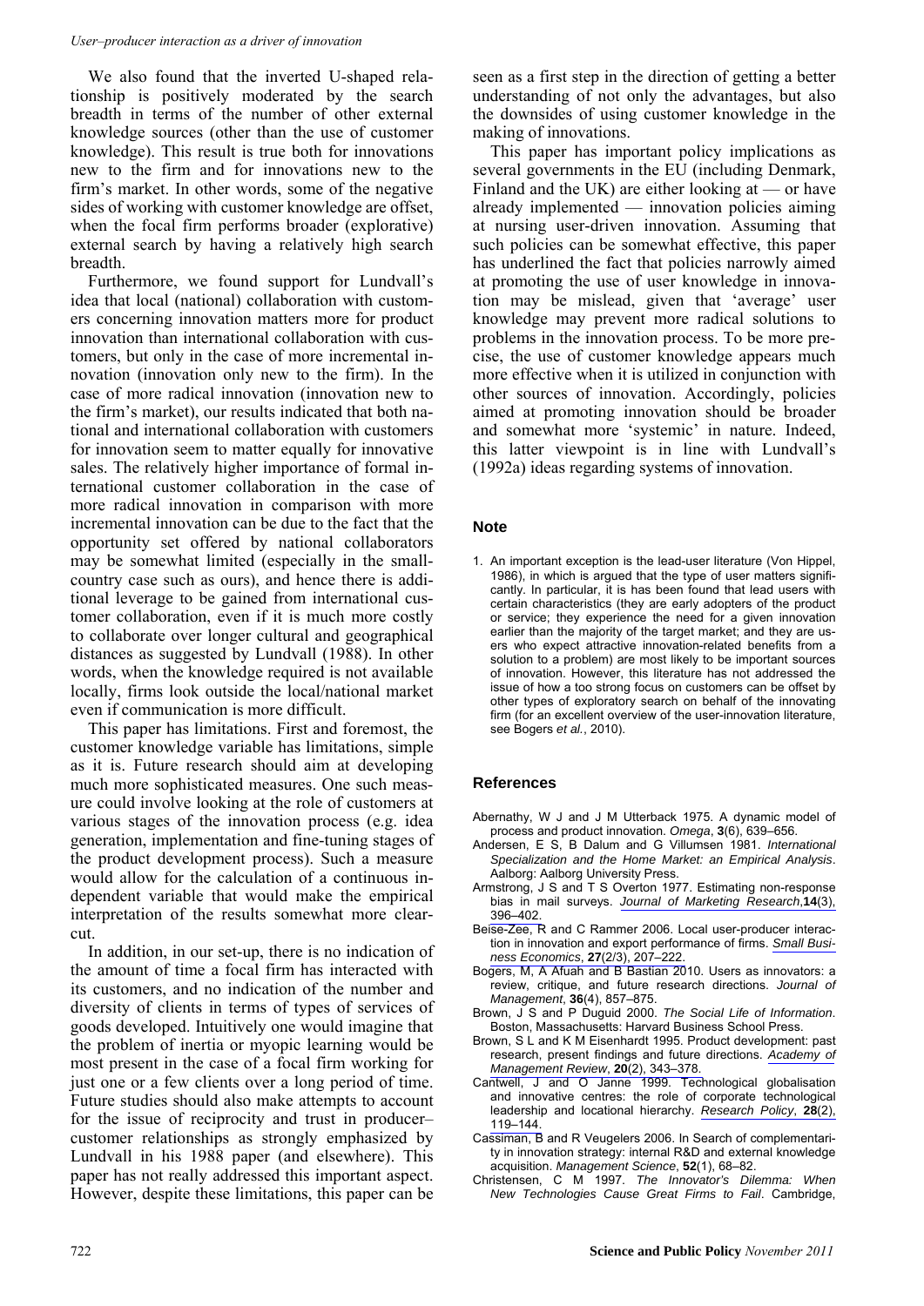We also found that the inverted U-shaped relationship is positively moderated by the search breadth in terms of the number of other external knowledge sources (other than the use of customer knowledge). This result is true both for innovations new to the firm and for innovations new to the firm's market. In other words, some of the negative sides of working with customer knowledge are offset, when the focal firm performs broader (explorative) external search by having a relatively high search breadth.

Furthermore, we found support for Lundvall's idea that local (national) collaboration with customers concerning innovation matters more for product innovation than international collaboration with customers, but only in the case of more incremental innovation (innovation only new to the firm). In the case of more radical innovation (innovation new to the firm's market), our results indicated that both national and international collaboration with customers for innovation seem to matter equally for innovative sales. The relatively higher importance of formal international customer collaboration in the case of more radical innovation in comparison with more incremental innovation can be due to the fact that the opportunity set offered by national collaborators may be somewhat limited (especially in the small-country case such as ours), and hence there is additional leverage to be gained from international customer collaboration, even if it is much more costly to collaborate over longer cultural and geographical distances as suggested by Lundvall (1988). In other words, when the knowledge required is not available locally, firms look outside the local/national market even if communication is more difficult.

This paper has limitations. First and foremost, the customer knowledge variable has limitations, simple as it is. Future research should aim at developing much more sophisticated measures. One such measure could involve looking at the role of customers at various stages of the innovation process (e.g. idea generation, implementation and fine-tuning stages of the product development process). Such a measure would allow for the calculation of a continuous independent variable that would make the empirical interpretation of the results somewhat more clear-cut.

In addition, in our set-up, there is no indication of the amount of time a focal firm has interacted with its customers, and no indication of the number and diversity of clients in terms of types of services of goods developed. Intuitively one would imagine that the problem of inertia or myopic learning would be most present in the case of a focal firm working for just one or a few clients over a long period of time. Future studies should also make attempts to account for the issue of reciprocity and trust in producer–customer relationships as strongly emphasized by Lundvall in his 1988 paper (and elsewhere). This paper has not really addressed this important aspect. However, despite these limitations, this paper can be seen as a first step in the direction of getting a better understanding of not only the advantages, but also the downsides of using customer knowledge in the making of innovations.

This paper has important policy implications as several governments in the EU (including Denmark, Finland and the UK) are either looking at — or have already implemented — innovation policies aiming at nursing user-driven innovation. Assuming that such policies can be somewhat effective, this paper has underlined the fact that policies narrowly aimed at promoting the use of user knowledge in innovation may be mislead, given that 'average' user knowledge may prevent more radical solutions to problems in the innovation process. To be more precise, the use of customer knowledge appears much more effective when it is utilized in conjunction with other sources of innovation. Accordingly, policies aimed at promoting innovation should be broader and somewhat more 'systemic' in nature. Indeed, this latter viewpoint is in line with Lundvall's (1992a) ideas regarding systems of innovation.

## Note

1. An important exception is the lead-user literature (Von Hippel, 1986), in which is argued that the type of user matters significantly. In particular, it is has been found that lead users with certain characteristics (they are early adopters of the product or service; they experience the need for a given innovation earlier than the majority of the target market; and they are users who expect attractive innovation-related benefits from a solution to a problem) are most likely to be important sources of innovation. However, this literature has not addressed the issue of how a too strong focus on customers can be offset by other types of exploratory search on behalf of the innovating firm (for an excellent overview of the user-innovation literature, see Bogers *et al.*, 2010).

## References

Abernathy, W J and J M Utterback 1975. A dynamic model of process and product innovation. *Omega*, **3**(6), 639–656.

Andersen, E S, B Dalum and G Villumsen 1981. *International Specialization and the Home Market: an Empirical Analysis*. Aalborg: Aalborg University Press.

Armstrong, J S and T S Overton 1977. Estimating non-response bias in mail surveys. *Journal of Marketing Research*,**14**(3), 396–402.

Beise-Zee, R and C Rammer 2006. Local user-producer interaction in innovation and export performance of firms. *Small Business Economics*, **27**(2/3), 207–222.

Bogers, M, A Afuah and B Bastian 2010. Users as innovators: a review, critique, and future research directions. *Journal of Management*, **36**(4), 857–875.

Brown, J S and P Duguid 2000. *The Social Life of Information*. Boston, Massachusetts: Harvard Business School Press.

Brown, S L and K M Eisenhardt 1995. Product development: past research, present findings and future directions. *Academy of Management Review*, **20**(2), 343–378.

Cantwell, J and O Janne 1999. Technological globalisation and innovative centres: the role of corporate technological leadership and locational hierarchy. *Research Policy*, **28**(2), 119–144.

Cassiman, B and R Veugelers 2006. In Search of complementarity in innovation strategy: internal R&D and external knowledge acquisition. *Management Science*, **52**(1), 68–82.

Christensen, C M 1997. *The Innovator's Dilemma: When New Technologies Cause Great Firms to Fail*. Cambridge,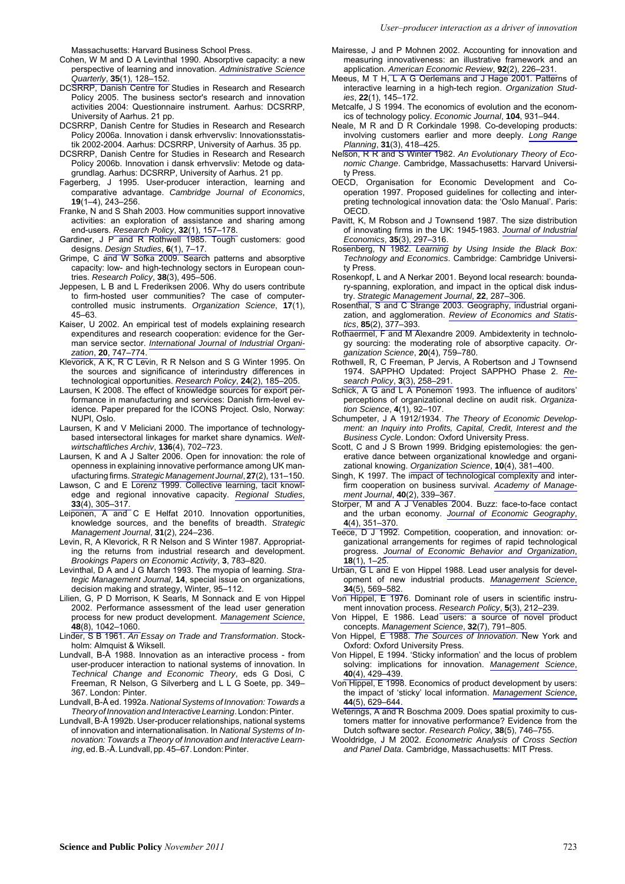Massachusetts: Harvard Business School Press.

Cohen, W M and D A Levinthal 1990. Absorptive capacity: a new perspective of learning and innovation. *Administrative Science Quarterly*, **35**(1), 128–152.

DCSRRP, Danish Centre for Studies in Research and Research Policy 2005. The business sector's research and innovation activities 2004: Questionnaire instrument. Aarhus: DCSRRP, University of Aarhus. 21 pp.

DCSRRP, Danish Centre for Studies in Research and Research Policy 2006a. Innovation i dansk erhvervsliv: Innovationsstatistik 2002-2004. Aarhus: DCSRRP, University of Aarhus. 35 pp.

DCSRRP, Danish Centre for Studies in Research and Research Policy 2006b. Innovation i dansk erhvervsliv: Metode og datagrundlag. Aarhus: DCSRRP, University of Aarhus. 21 pp.

Fagerberg, J 1995. User-producer interaction, learning and comparative advantage. *Cambridge Journal of Economics*, **19**(1–4), 243–256.

Franke, N and S Shah 2003. How communities support innovative activities: an exploration of assistance and sharing among end-users. *Research Policy*, **32**(1), 157–178.

Gardiner, J P and R Rothwell 1985. Tough customers: good designs. *Design Studies*, **6**(1), 7–17.

Grimpe, C and W Sofka 2009. Search patterns and absorptive capacity: low- and high-technology sectors in European countries. *Research Policy*, **38**(3), 495–506.

Jeppesen, L B and L Frederiksen 2006. Why do users contribute to firm-hosted user communities? The case of computer-controlled music instruments. *Organization Science*, **17**(1), 45–63.

Kaiser, U 2002. An empirical test of models explaining research expenditures and research cooperation: evidence for the German service sector. *International Journal of Industrial Organization*, **20**, 747–774.

Klevorick, A K, R C Levin, R R Nelson and S G Winter 1995. On the sources and significance of interindustry differences in technological opportunities. *Research Policy*, **24**(2), 185–205.

Laursen, K 2008. The effect of knowledge sources for export performance in manufacturing and services: Danish firm-level evidence. Paper prepared for the ICONS Project. Oslo, Norway: NUPI, Oslo.

Laursen, K and V Meliciani 2000. The importance of technology-based intersectoral linkages for market share dynamics. *Weltwirtschaftliches Archiv*, **136**(4), 702–723.

Laursen, K and A J Salter 2006. Open for innovation: the role of openness in explaining innovative performance among UK manufacturing firms. *Strategic Management Journal*, **27**(2), 131–150.

Lawson, C and E Lorenz 1999. Collective learning, tacit knowledge and regional innovative capacity. *Regional Studies*, **33**(4), 305–317.

Leiponen, A and C E Helfat 2010. Innovation opportunities, knowledge sources, and the benefits of breadth. *Strategic Management Journal*, **31**(2), 224–236.

Levin, R, A Klevorick, R R Nelson and S Winter 1987. Appropriating the returns from industrial research and development. *Brookings Papers on Economic Activity*, **3**, 783–820.

Levinthal, D A and J G March 1993. The myopia of learning. *Strategic Management Journal*, **14**, special issue on organizations, decision making and strategy, Winter, 95–112.

Lilien, G, P D Morrison, K Searls, M Sonnack and E von Hippel 2002. Performance assessment of the lead user generation process for new product development. *Management Science*, **48**(8), 1042–1060.

Linder, S B 1961. *An Essay on Trade and Transformation*. Stockholm: Almquist & Wiksell.

Lundvall, B-Å 1988. Innovation as an interactive process - from user-producer interaction to national systems of innovation. In *Technical Change and Economic Theory*, eds G Dosi, C Freeman, R Nelson, G Silverberg and L L G Soete, pp. 349–367. London: Pinter.

Lundvall, B-Å ed. 1992a. *National Systems of Innovation: Towards a Theory of Innovation and Interactive Learning*. London: Pinter.

Lundvall, B-Å 1992b. User-producer relationships, national systems of innovation and internationalisation. In *National Systems of Innovation: Towards a Theory of Innovation and Interactive Learning*, ed. B.-Å. Lundvall, pp. 45–67. London: Pinter.

Mairesse, J and P Mohnen 2002. Accounting for innovation and measuring innovativeness: an illustrative framework and an application. *American Economic Review*, **92**(2), 226–231.

Meeus, M T H, L A G Oerlemans and J Hage 2001. Patterns of interactive learning in a high-tech region. *Organization Studies*, **22**(1), 145–172.

Metcalfe, J S 1994. The economics of evolution and the economics of technology policy. *Economic Journal*, **104**, 931–944.

Neale, M R and D R Corkindale 1998. Co-developing products: involving customers earlier and more deeply. *Long Range Planning*, **31**(3), 418–425.

Nelson, R R and S Winter 1982. *An Evolutionary Theory of Economic Change*. Cambridge, Massachusetts: Harvard University Press.

OECD, Organisation for Economic Development and Co-operation 1997. Proposed guidelines for collecting and interpreting technological innovation data: the 'Oslo Manual'. Paris: OECD.

Pavitt, K, M Robson and J Townsend 1987. The size distribution of innovating firms in the UK: 1945-1983. *Journal of Industrial Economics*, **35**(3), 297–316.

Rosenberg, N 1982. *Learning by Using Inside the Black Box: Technology and Economics*. Cambridge: Cambridge University Press.

Rosenkopf, L and A Nerkar 2001. Beyond local research: boundary-spanning, exploration, and impact in the optical disk industry. *Strategic Management Journal*, **22**, 287–306.

Rosenthal, S and C Strange 2003. Geography, industrial organization, and agglomeration. *Review of Economics and Statistics*, **85**(2), 377–393.

Rothaermel, F and M Alexandre 2009. Ambidexterity in technology sourcing: the moderating role of absorptive capacity. *Organization Science*, **20**(4), 759–780.

Rothwell, R, C Freeman, P Jervis, A Robertson and J Townsend 1974. SAPPHO Updated: Project SAPPHO Phase 2. *Research Policy*, **3**(3), 258–291.

Schick, A G and L A Ponemon 1993. The influence of auditors' perceptions of organizational decline on audit risk. *Organization Science*, **4**(1), 92–107.

Schumpeter, J A 1912/1934. *The Theory of Economic Development: an Inquiry into Profits, Capital, Credit, Interest and the Business Cycle*. London: Oxford University Press.

Scott, C and J S Brown 1999. Bridging epistemologies: the generative dance between organizational knowledge and organizational knowing. *Organization Science*, **10**(4), 381–400.

Singh, K 1997. The impact of technological complexity and interfirm cooperation on business survival. *Academy of Management Journal*, **40**(2), 339–367.

Storper, M and A J Venables 2004. Buzz: face-to-face contact and the urban economy. *Journal of Economic Geography*, **4**(4), 351–370.

Teece, D J 1992. Competition, cooperation, and innovation: organizational arrangements for regimes of rapid technological progress. *Journal of Economic Behavior and Organization*, **18**(1), 1–25.

Urban, G L and E von Hippel 1988. Lead user analysis for development of new industrial products. *Management Science*, **34**(5), 569–582.

Von Hippel, E 1976. Dominant role of users in scientific instrument innovation process. *Research Policy*, **5**(3), 212–239.

Von Hippel, E 1986. Lead users: a source of novel product concepts. *Management Science*, **32**(7), 791–805.

Von Hippel, E 1988. *The Sources of Innovation*. New York and Oxford: Oxford University Press.

Von Hippel, E 1994. 'Sticky information' and the locus of problem solving: implications for innovation. *Management Science*, **40**(4), 429–439.

Von Hippel, E 1998. Economics of product development by users: the impact of 'sticky' local information. *Management Science*, **44**(5), 629–644.

Weterings, A and R Boschma 2009. Does spatial proximity to customers matter for innovative performance? Evidence from the Dutch software sector. *Research Policy*, **38**(5), 746–755.

Wooldridge, J M 2002. *Econometric Analysis of Cross Section and Panel Data*. Cambridge, Massachusetts: MIT Press.